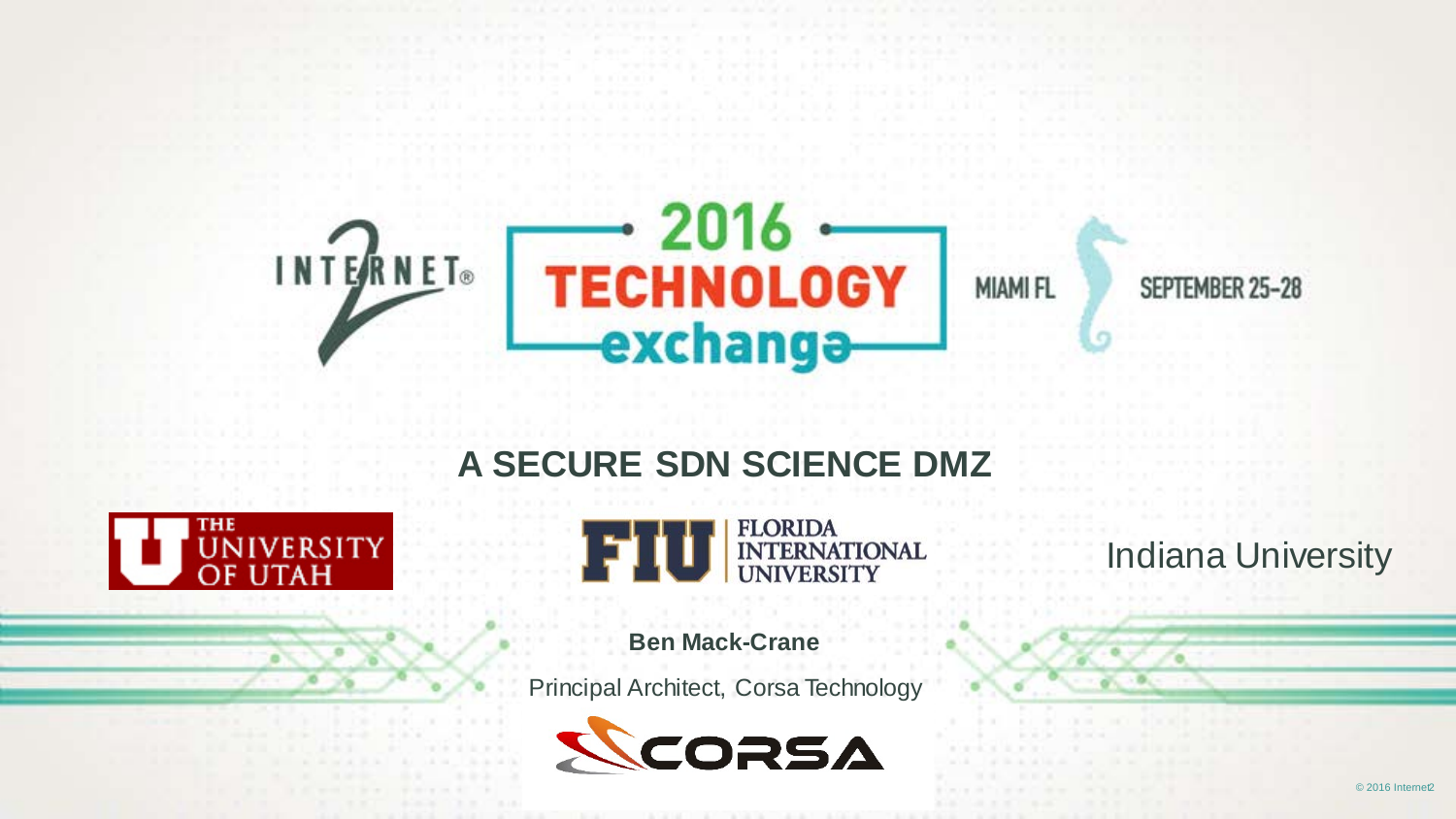INTERNET2 2016 TECHNOLOGY exchange MIAMI FL SEPTEMBER 25-28

# A SECURE SDN SCIENCE DMZ

THE UNIVERSITY OF UTAH

FIU FLORIDA INTERNATIONAL UNIVERSITY

Indiana University

**Ben Mack-Crane**

Principal Architect, Corsa Technology

CORSA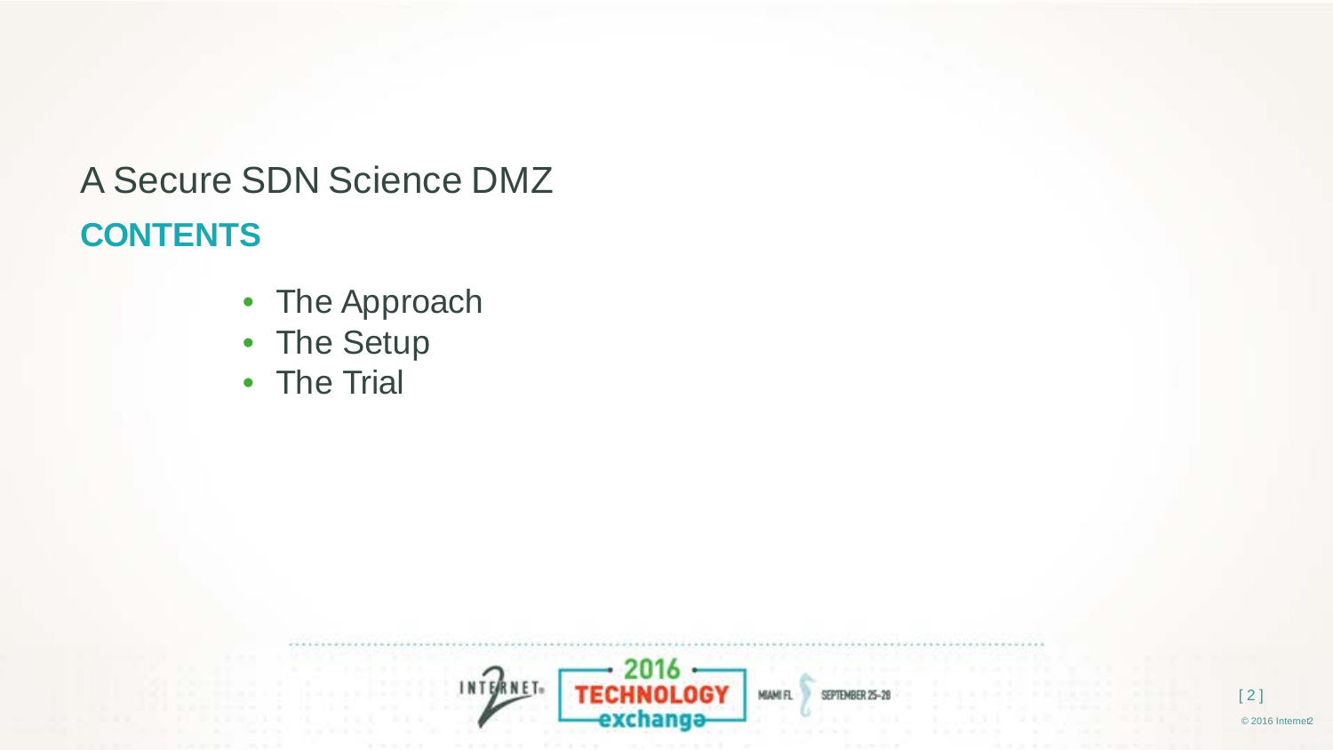# A Secure SDN Science DMZ

## CONTENTS

- The Approach
- The Setup
- The Trial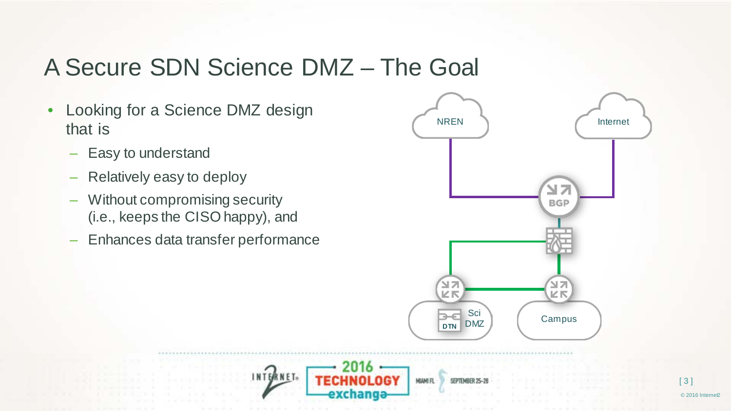# A Secure SDN Science DMZ – The Goal

- Looking for a Science DMZ design that is
  - Easy to understand
  - Relatively easy to deploy
  - Without compromising security (i.e., keeps the CISO happy), and
  - Enhances data transfer performance

NREN

Internet

BGP

DTN

Sci DMZ

Campus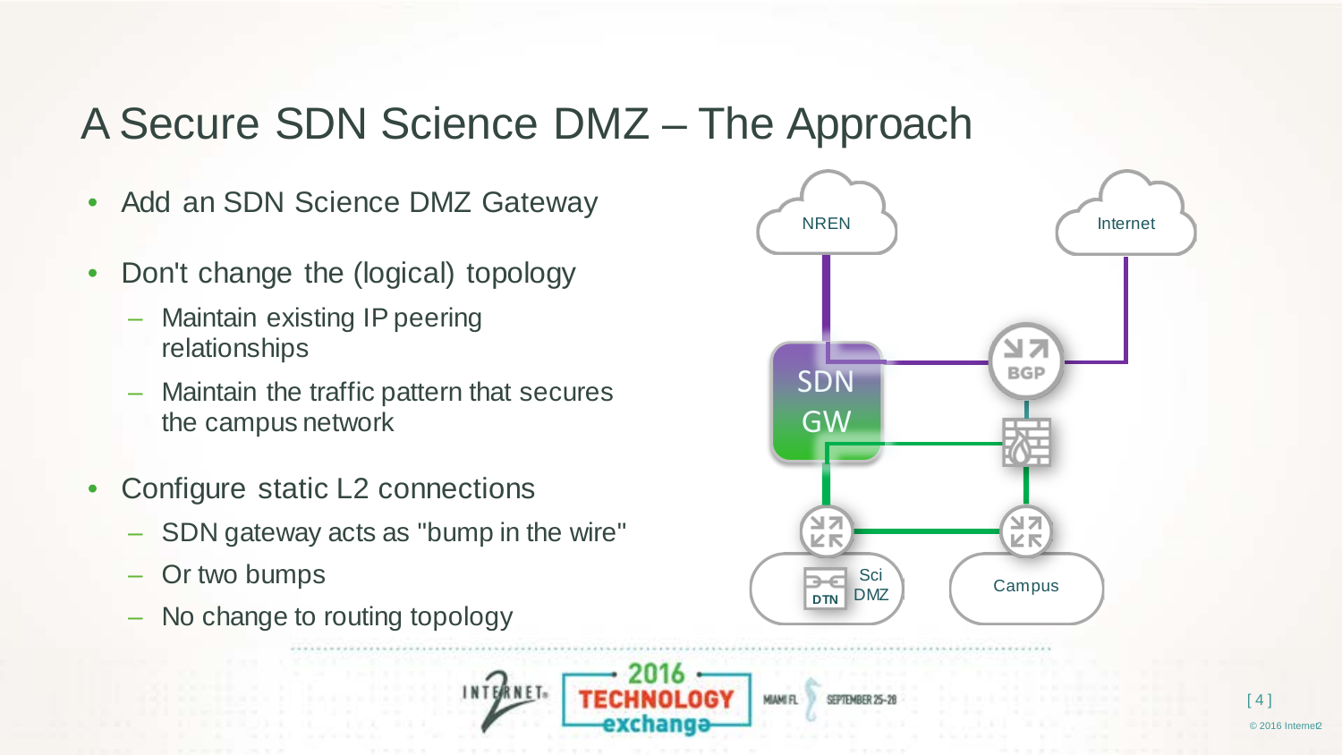# A Secure SDN Science DMZ – The Approach

- Add an SDN Science DMZ Gateway
- Don't change the (logical) topology
  - Maintain existing IP peering relationships
  - Maintain the traffic pattern that secures the campus network
- Configure static L2 connections
  - SDN gateway acts as "bump in the wire"
  - Or two bumps
  - No change to routing topology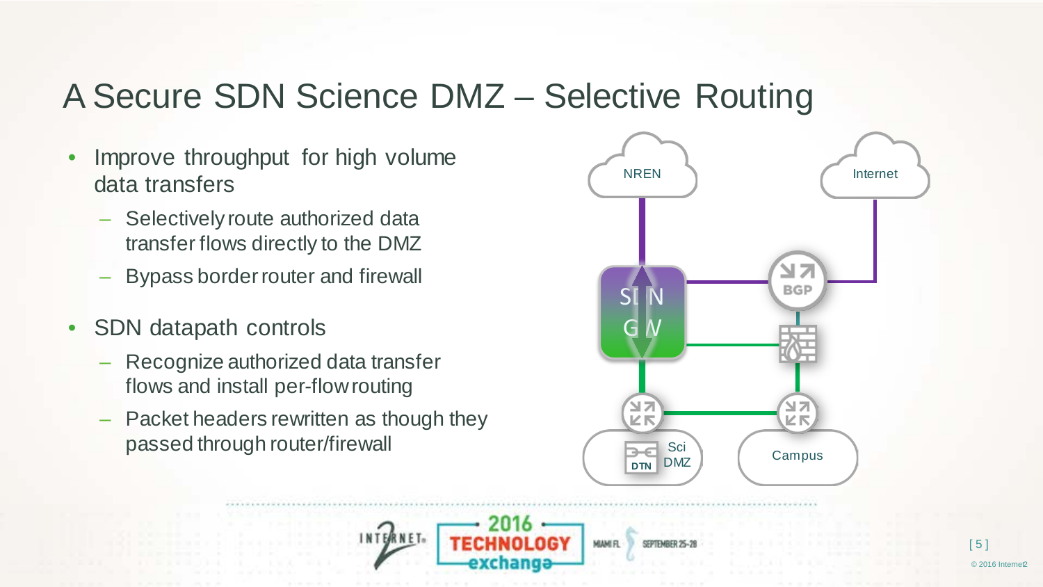# A Secure SDN Science DMZ – Selective Routing

- Improve throughput for high volume data transfers
  - Selectively route authorized data transfer flows directly to the DMZ
  - Bypass border router and firewall
- SDN datapath controls
  - Recognize authorized data transfer flows and install per-flow routing
  - Packet headers rewritten as though they passed through router/firewall

NREN

Internet

SDN GW

BGP

DTN

Sci DMZ

Campus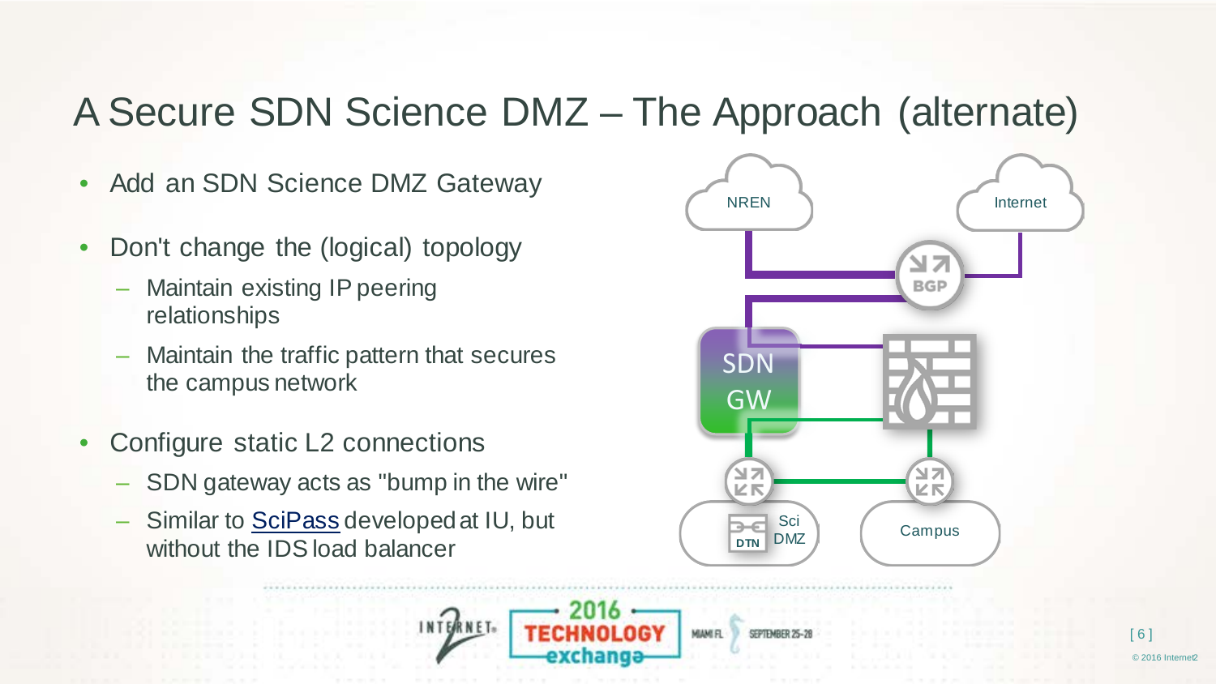# A Secure SDN Science DMZ – The Approach (alternate)

- Add an SDN Science DMZ Gateway
- Don't change the (logical) topology
  - Maintain existing IP peering relationships
  - Maintain the traffic pattern that secures the campus network
- Configure static L2 connections
  - SDN gateway acts as "bump in the wire"
  - Similar to SciPass developed at IU, but without the IDS load balancer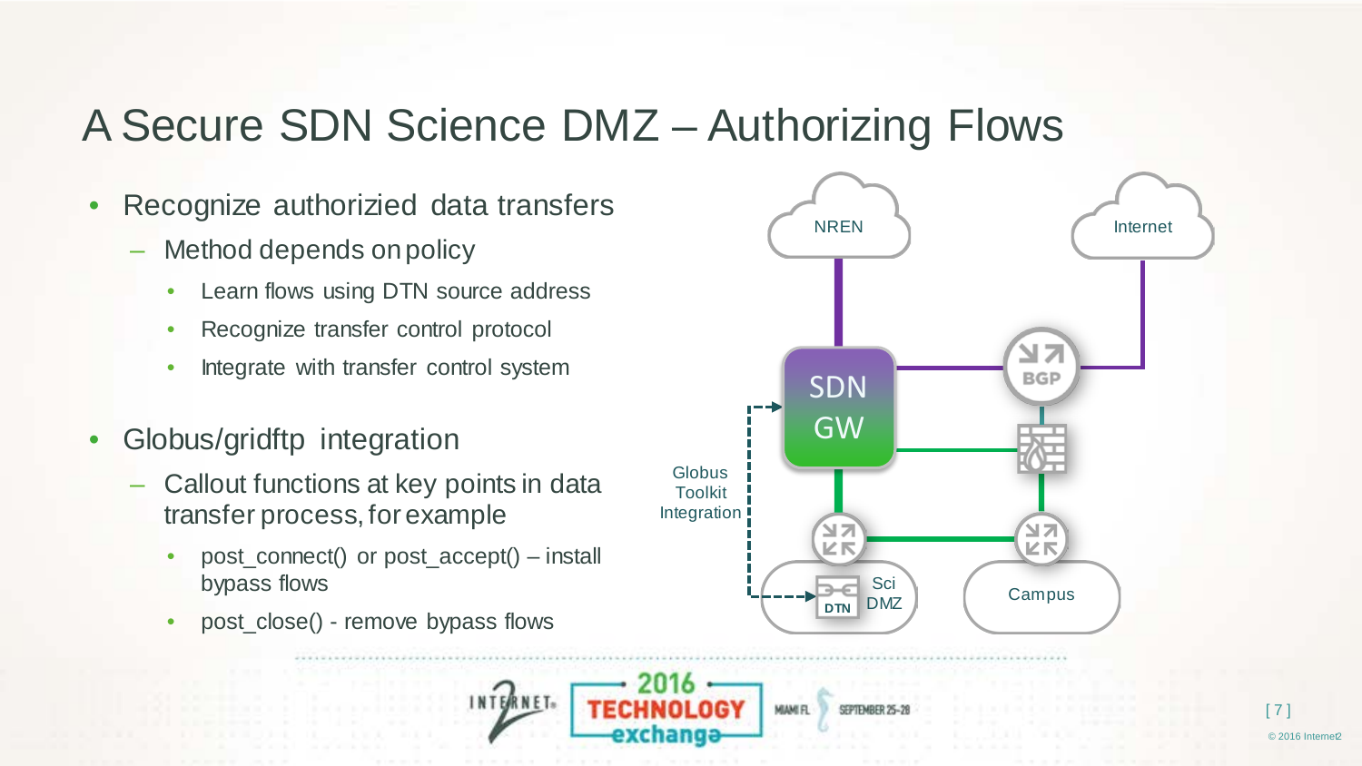# A Secure SDN Science DMZ – Authorizing Flows

- Recognize authorizied data transfers
  - Method depends on policy
    - Learn flows using DTN source address
    - Recognize transfer control protocol
    - Integrate with transfer control system
- Globus/gridftp integration
  - Callout functions at key points in data transfer process, for example
    - post_connect() or post_accept() – install bypass flows
    - post_close() - remove bypass flows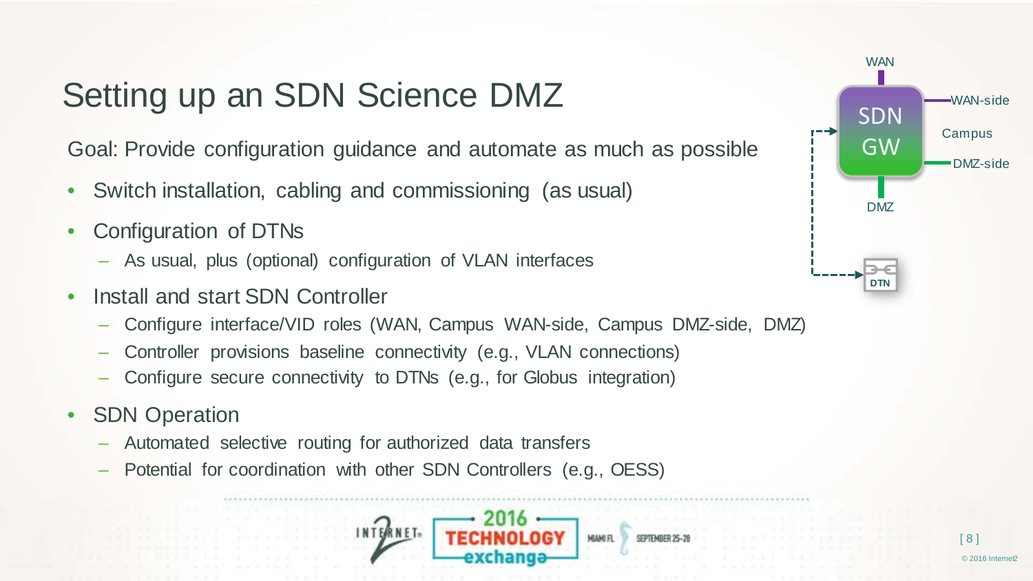# Setting up an SDN Science DMZ

Goal: Provide configuration guidance and automate as much as possible

- Switch installation, cabling and commissioning (as usual)
- Configuration of DTNs
  - As usual, plus (optional) configuration of VLAN interfaces
- Install and start SDN Controller
  - Configure interface/VID roles (WAN, Campus WAN-side, Campus DMZ-side, DMZ)
  - Controller provisions baseline connectivity (e.g., VLAN connections)
  - Configure secure connectivity to DTNs (e.g., for Globus integration)
- SDN Operation
  - Automated selective routing for authorized data transfers
  - Potential for coordination with other SDN Controllers (e.g., OESS)

WAN

SDN GW

WAN-side

Campus

DMZ-side

DMZ

DTN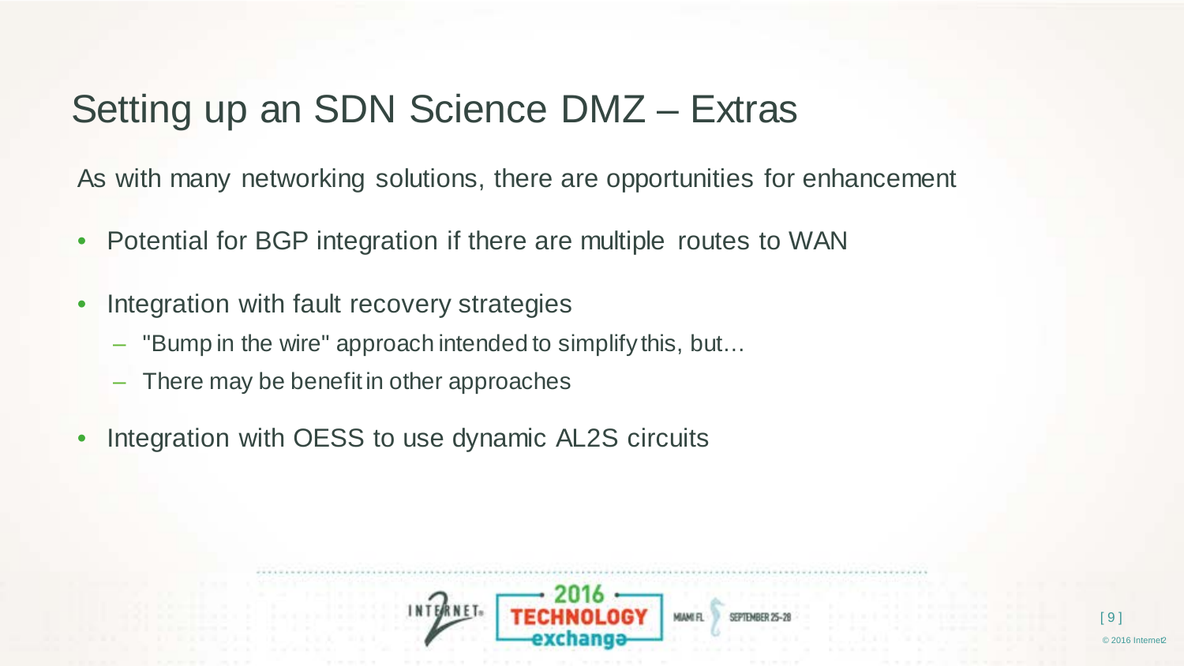# Setting up an SDN Science DMZ – Extras

As with many networking solutions, there are opportunities for enhancement

- Potential for BGP integration if there are multiple routes to WAN
- Integration with fault recovery strategies
  - "Bump in the wire" approach intended to simplify this, but…
  - There may be benefit in other approaches
- Integration with OESS to use dynamic AL2S circuits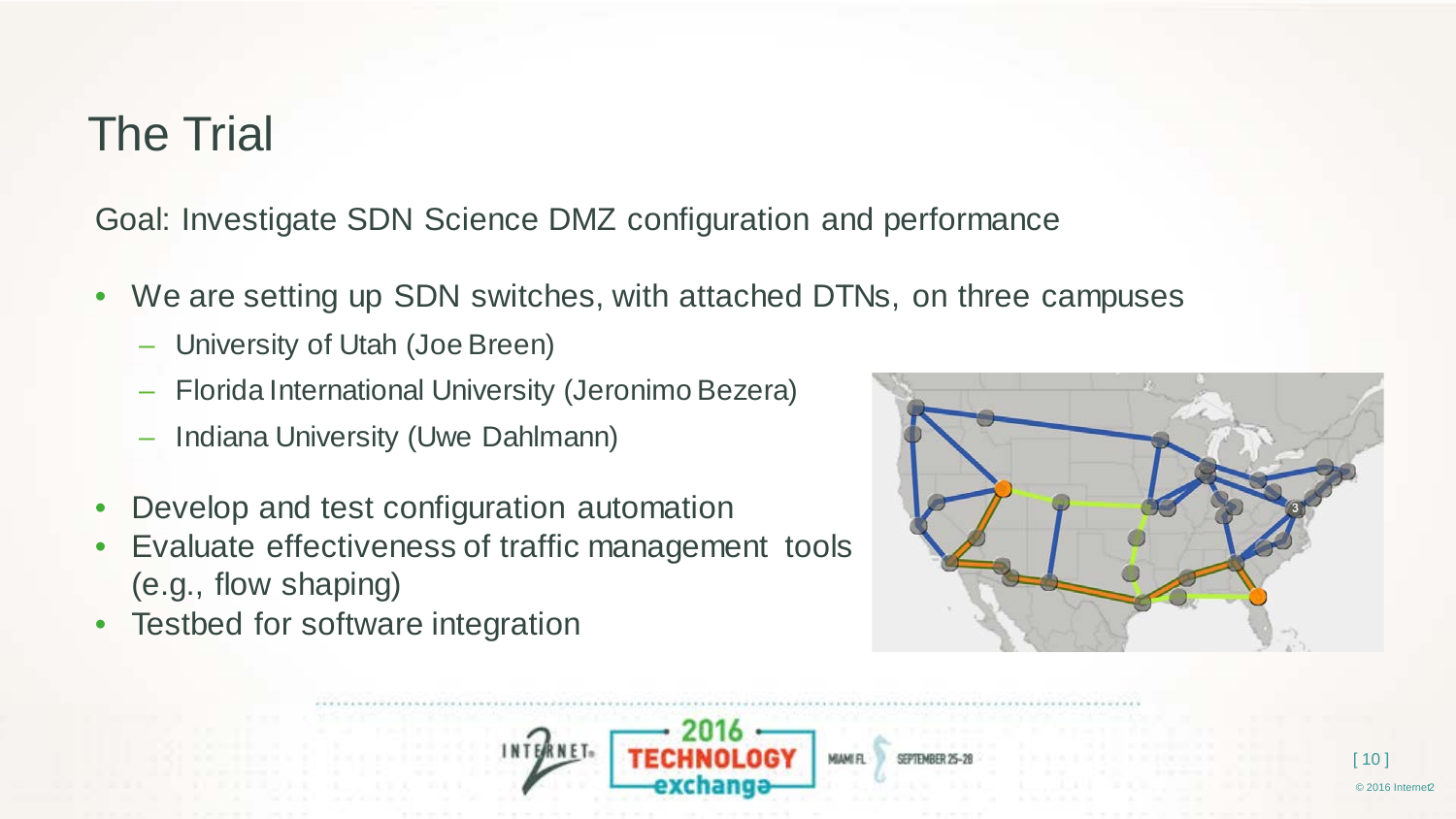# The Trial

Goal: Investigate SDN Science DMZ configuration and performance

- We are setting up SDN switches, with attached DTNs, on three campuses
  - University of Utah (Joe Breen)
  - Florida International University (Jeronimo Bezera)
  - Indiana University (Uwe Dahlmann)
- Develop and test configuration automation
- Evaluate effectiveness of traffic management tools (e.g., flow shaping)
- Testbed for software integration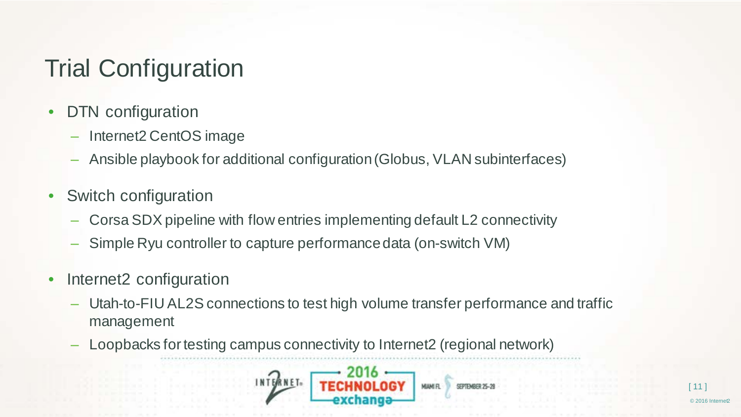# Trial Configuration

- DTN configuration
  - Internet2 CentOS image
  - Ansible playbook for additional configuration (Globus, VLAN subinterfaces)
- Switch configuration
  - Corsa SDX pipeline with flow entries implementing default L2 connectivity
  - Simple Ryu controller to capture performance data (on-switch VM)
- Internet2 configuration
  - Utah-to-FIU AL2S connections to test high volume transfer performance and traffic management
  - Loopbacks for testing campus connectivity to Internet2 (regional network)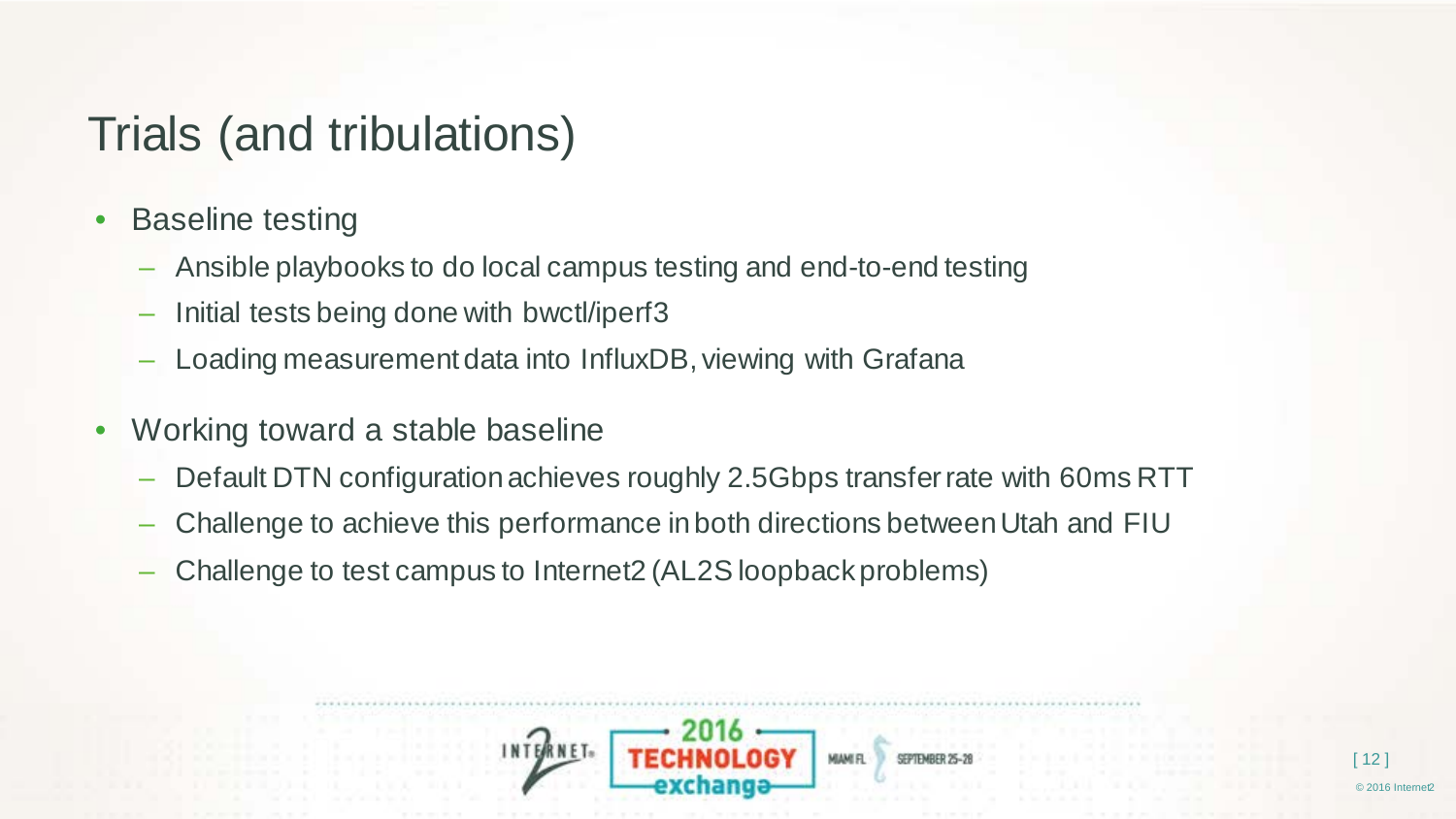# Trials (and tribulations)

- Baseline testing
  - Ansible playbooks to do local campus testing and end-to-end testing
  - Initial tests being done with bwctl/iperf3
  - Loading measurement data into InfluxDB, viewing with Grafana
- Working toward a stable baseline
  - Default DTN configuration achieves roughly 2.5Gbps transfer rate with 60ms RTT
  - Challenge to achieve this performance in both directions between Utah and FIU
  - Challenge to test campus to Internet2 (AL2S loopback problems)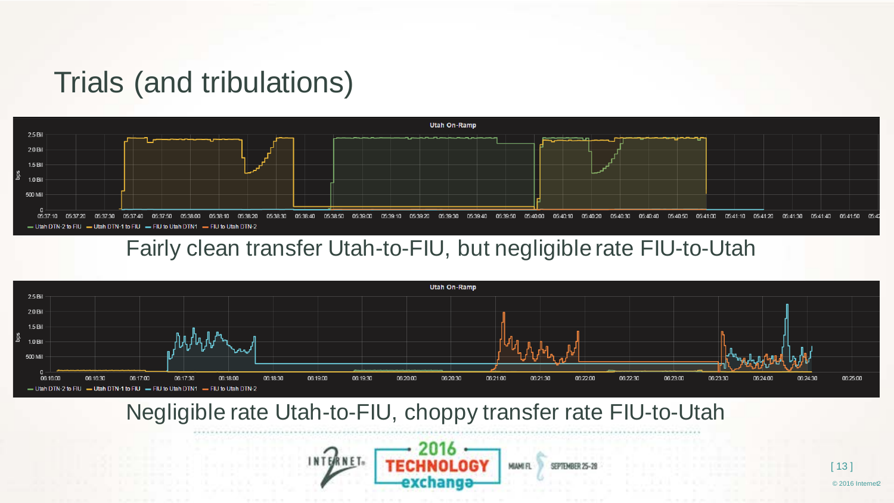# Trials (and tribulations)

Fairly clean transfer Utah-to-FIU, but negligible rate FIU-to-Utah

Negligible rate Utah-to-FIU, choppy transfer rate FIU-to-Utah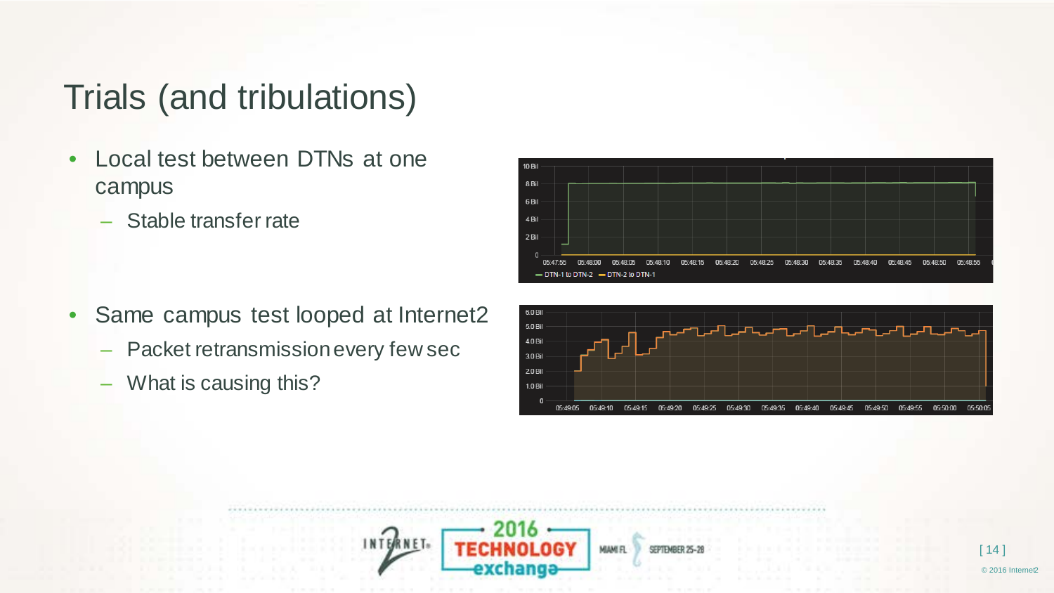# Trials (and tribulations)

- Local test between DTNs at one campus
  - Stable transfer rate

- Same campus test looped at Internet2
  - Packet retransmission every few sec
  - What is causing this?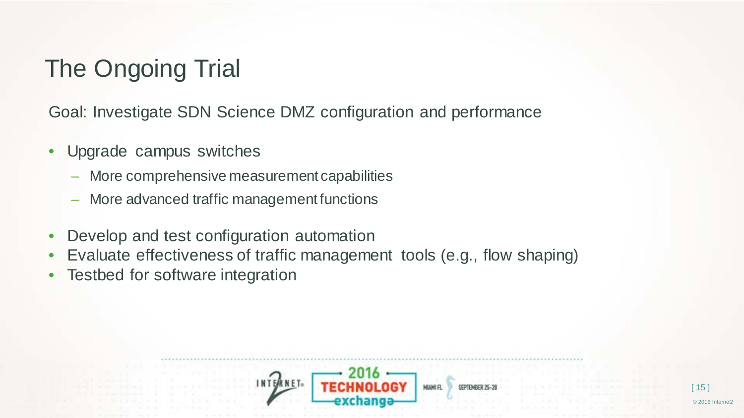# The Ongoing Trial

Goal: Investigate SDN Science DMZ configuration and performance

- Upgrade campus switches
  - More comprehensive measurement capabilities
  - More advanced traffic management functions
- Develop and test configuration automation
- Evaluate effectiveness of traffic management tools (e.g., flow shaping)
- Testbed for software integration